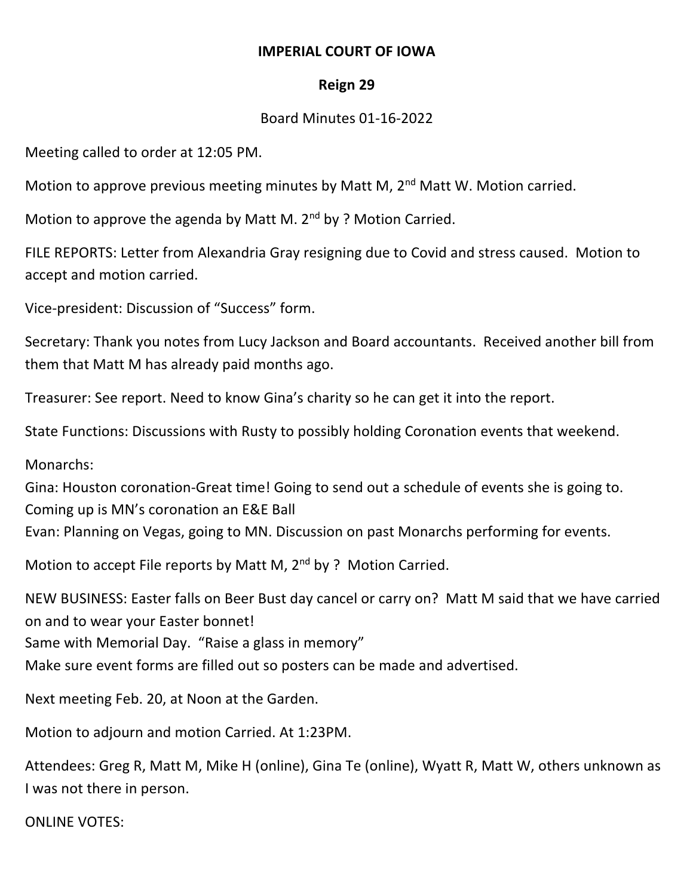**IMPERIAL COURT OF IOWA**

**Reign 29**

Board Minutes 01-16-2022

Meeting called to order at 12:05 PM.

Motion to approve previous meeting minutes by Matt M, 2nd Matt W. Motion carried.

Motion to approve the agenda by Matt M. 2nd by ? Motion Carried.

FILE REPORTS: Letter from Alexandria Gray resigning due to Covid and stress caused. Motion to accept and motion carried.

Vice-president: Discussion of "Success" form.

Secretary: Thank you notes from Lucy Jackson and Board accountants. Received another bill from them that Matt M has already paid months ago.

Treasurer: See report. Need to know Gina's charity so he can get it into the report.

State Functions: Discussions with Rusty to possibly holding Coronation events that weekend.

Monarchs:
Gina: Houston coronation-Great time! Going to send out a schedule of events she is going to.
Coming up is MN's coronation an E&E Ball
Evan: Planning on Vegas, going to MN. Discussion on past Monarchs performing for events.

Motion to accept File reports by Matt M, 2nd by ? Motion Carried.

NEW BUSINESS: Easter falls on Beer Bust day cancel or carry on? Matt M said that we have carried on and to wear your Easter bonnet!
Same with Memorial Day. "Raise a glass in memory"
Make sure event forms are filled out so posters can be made and advertised.

Next meeting Feb. 20, at Noon at the Garden.

Motion to adjourn and motion Carried. At 1:23PM.

Attendees: Greg R, Matt M, Mike H (online), Gina Te (online), Wyatt R, Matt W, others unknown as I was not there in person.

ONLINE VOTES: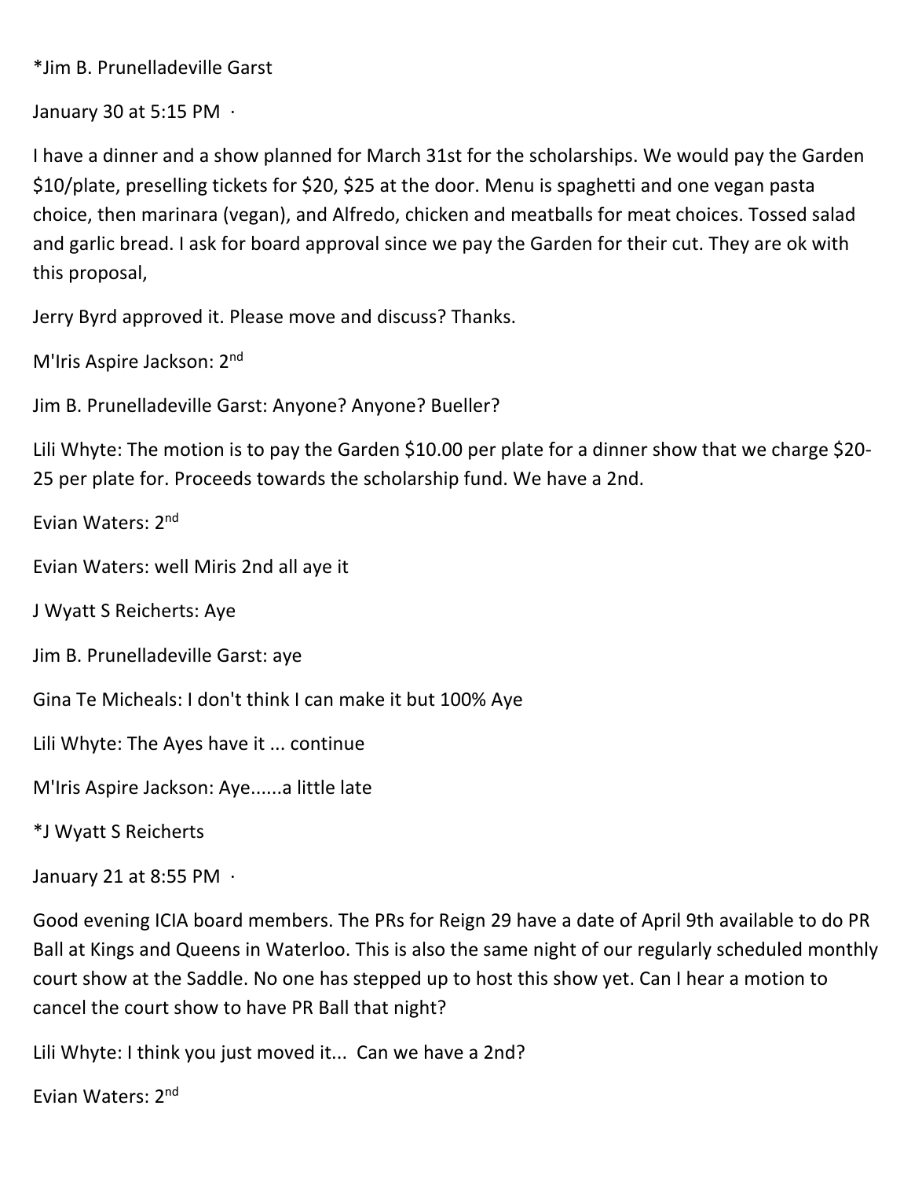*Jim B. Prunelladeville Garst

January 30 at 5:15 PM ·

I have a dinner and a show planned for March 31st for the scholarships. We would pay the Garden $10/plate, preselling tickets for $20, $25 at the door. Menu is spaghetti and one vegan pasta choice, then marinara (vegan), and Alfredo, chicken and meatballs for meat choices. Tossed salad and garlic bread. I ask for board approval since we pay the Garden for their cut. They are ok with this proposal,

Jerry Byrd approved it. Please move and discuss? Thanks.

M'Iris Aspire Jackson: 2nd

Jim B. Prunelladeville Garst: Anyone? Anyone? Bueller?

Lili Whyte: The motion is to pay the Garden $10.00 per plate for a dinner show that we charge $20-25 per plate for. Proceeds towards the scholarship fund. We have a 2nd.

Evian Waters: 2nd

Evian Waters: well Miris 2nd all aye it

J Wyatt S Reicherts: Aye

Jim B. Prunelladeville Garst: aye

Gina Te Micheals: I don't think I can make it but 100% Aye

Lili Whyte: The Ayes have it ... continue

M'Iris Aspire Jackson: Aye......a little late

*J Wyatt S Reicherts

January 21 at 8:55 PM ·

Good evening ICIA board members. The PRs for Reign 29 have a date of April 9th available to do PR Ball at Kings and Queens in Waterloo. This is also the same night of our regularly scheduled monthly court show at the Saddle. No one has stepped up to host this show yet. Can I hear a motion to cancel the court show to have PR Ball that night?

Lili Whyte: I think you just moved it... Can we have a 2nd?

Evian Waters: 2nd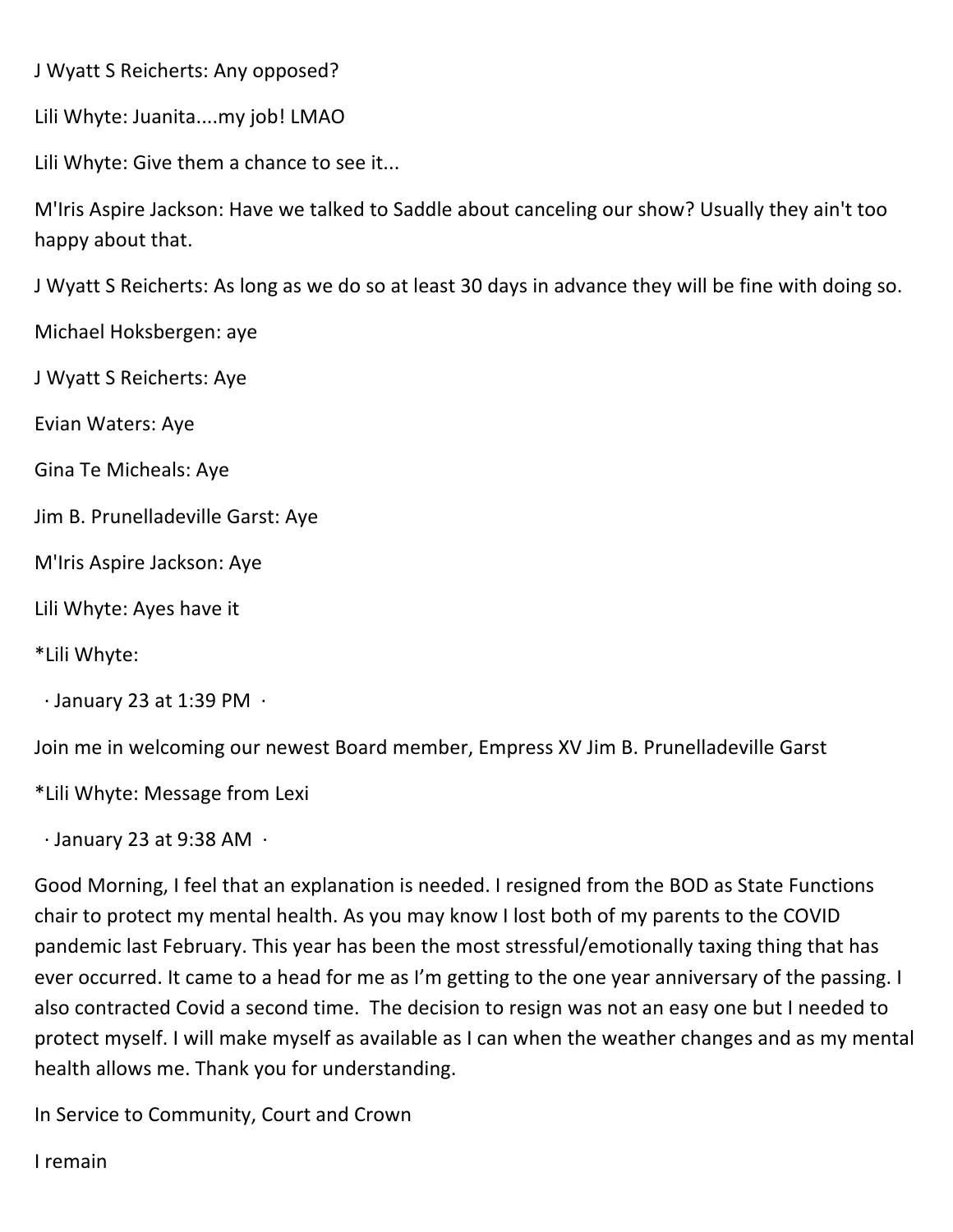J Wyatt S Reicherts: Any opposed?

Lili Whyte: Juanita....my job! LMAO

Lili Whyte: Give them a chance to see it...

M'Iris Aspire Jackson: Have we talked to Saddle about canceling our show? Usually they ain't too happy about that.

J Wyatt S Reicherts: As long as we do so at least 30 days in advance they will be fine with doing so.

Michael Hoksbergen: aye

J Wyatt S Reicherts: Aye

Evian Waters: Aye

Gina Te Micheals: Aye

Jim B. Prunelladeville Garst: Aye

M'Iris Aspire Jackson: Aye

Lili Whyte: Ayes have it

*Lili Whyte:

· January 23 at 1:39 PM ·

Join me in welcoming our newest Board member, Empress XV Jim B. Prunelladeville Garst

*Lili Whyte: Message from Lexi

· January 23 at 9:38 AM ·

Good Morning, I feel that an explanation is needed. I resigned from the BOD as State Functions chair to protect my mental health. As you may know I lost both of my parents to the COVID pandemic last February. This year has been the most stressful/emotionally taxing thing that has ever occurred. It came to a head for me as I'm getting to the one year anniversary of the passing. I also contracted Covid a second time. The decision to resign was not an easy one but I needed to protect myself. I will make myself as available as I can when the weather changes and as my mental health allows me. Thank you for understanding.

In Service to Community, Court and Crown

I remain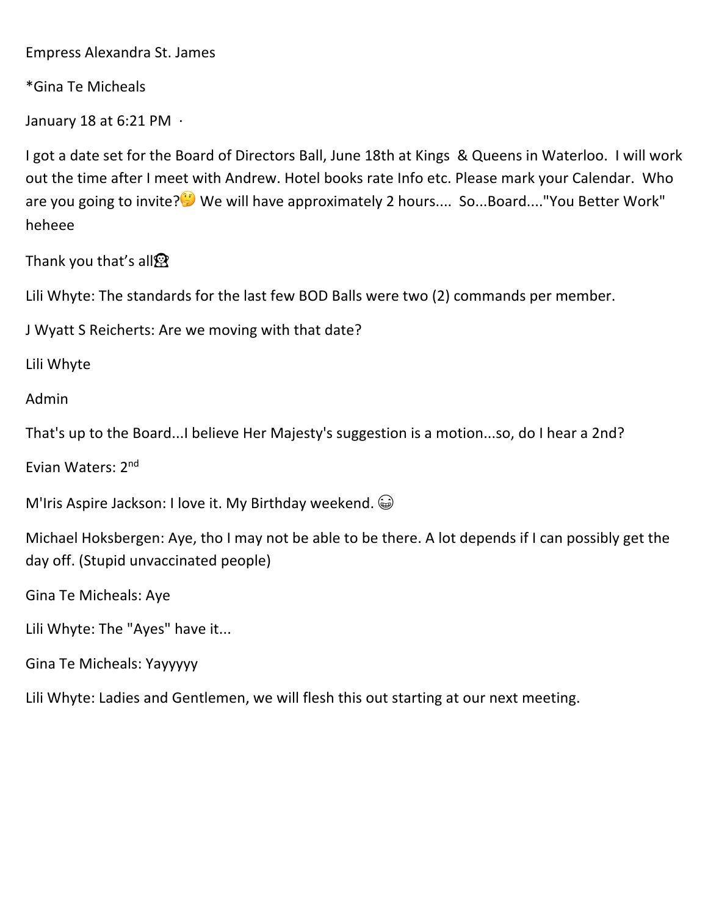Empress Alexandra St. James

*Gina Te Micheals

January 18 at 6:21 PM ·

I got a date set for the Board of Directors Ball, June 18th at Kings & Queens in Waterloo. I will work out the time after I meet with Andrew. Hotel books rate Info etc. Please mark your Calendar. Who are you going to invite?🤔 We will have approximately 2 hours.... So...Board...."You Better Work" heheee

Thank you that's all🙊

Lili Whyte: The standards for the last few BOD Balls were two (2) commands per member.

J Wyatt S Reicherts: Are we moving with that date?

Lili Whyte

Admin

That's up to the Board...I believe Her Majesty's suggestion is a motion...so, do I hear a 2nd?

Evian Waters: 2nd

M'Iris Aspire Jackson: I love it. My Birthday weekend. 😁

Michael Hoksbergen: Aye, tho I may not be able to be there. A lot depends if I can possibly get the day off. (Stupid unvaccinated people)

Gina Te Micheals: Aye

Lili Whyte: The "Ayes" have it...

Gina Te Micheals: Yayyyyy

Lili Whyte: Ladies and Gentlemen, we will flesh this out starting at our next meeting.